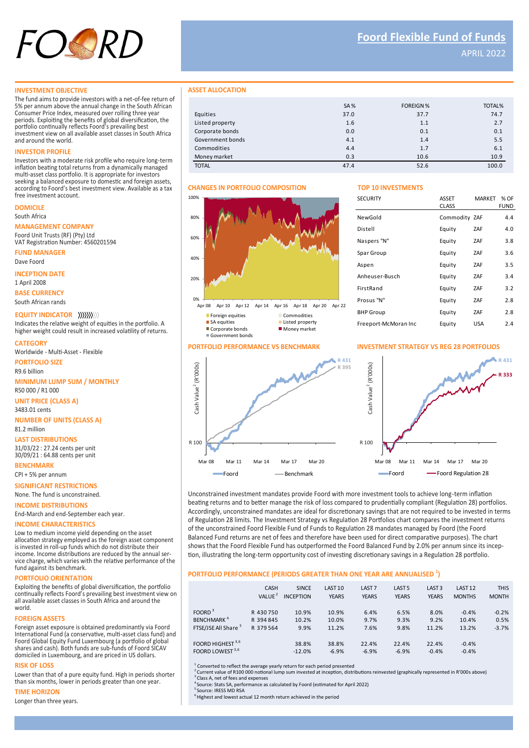# Foord Flexible Fund of Funds

APRIL 2022

## INVESTMENT OBJECTIVE

The fund aims to provide investors with a net-of-fee return of 5% per annum above the annual change in the South African Consumer Price Index, measured over rolling three year periods. Exploiting the benefits of global diversification, the portfolio continually reflects Foord's prevailing best investment view on all available asset classes in South Africa and around the world.

## INVESTOR PROFILE

Investors with a moderate risk profile who require long-term inflation beating total returns from a dynamically managed multi-asset class portfolio. It is appropriate for investors seeking a balanced exposure to domestic and foreign assets, according to Foord's best investment view. Available as a tax free investment account.

## DOMICILE

South Africa

## MANAGEMENT COMPANY

Foord Unit Trusts (RF) (Pty) Ltd
VAT Registration Number: 4560201594

## FUND MANAGER

Dave Foord

## INCEPTION DATE

1 April 2008

## BASE CURRENCY

South African rands

## EQUITY INDICATOR

Indicates the relative weight of equities in the portfolio. A higher weight could result in increased volatility of returns.

## CATEGORY

Worldwide - Multi-Asset - Flexible

## PORTFOLIO SIZE

R9.6 billion

## MINIMUM LUMP SUM / MONTHLY

R50 000 / R1 000

## UNIT PRICE (CLASS A)

3483.01 cents

## NUMBER OF UNITS (CLASS A)

81.2 million

## LAST DISTRIBUTIONS

31/03/22 : 27.24 cents per unit
30/09/21 : 64.88 cents per unit

## BENCHMARK

CPI + 5% per annum

## SIGNIFICANT RESTRICTIONS

None. The fund is unconstrained.

## INCOME DISTRIBUTIONS

End-March and end-September each year.

## INCOME CHARACTERISTICS

Low to medium income yield depending on the asset allocation strategy employed as the foreign asset component is invested in roll-up funds which do not distribute their income. Income distributions are reduced by the annual service charge, which varies with the relative performance of the fund against its benchmark.

## PORTFOLIO ORIENTATION

Exploiting the benefits of global diversification, the portfolio continually reflects Foord's prevailing best investment view on all available asset classes in South Africa and around the world.

## FOREIGN ASSETS

Foreign asset exposure is obtained predominantly via Foord International Fund (a conservative, multi-asset class fund) and Foord Global Equity Fund Luxembourg (a portfolio of global shares and cash). Both funds are sub-funds of Foord SICAV domiciled in Luxembourg, and are priced in US dollars.

## RISK OF LOSS

Lower than that of a pure equity fund. High in periods shorter than six months, lower in periods greater than one year.

## TIME HORIZON

Longer than three years.

## ASSET ALLOCATION

| | SA % | FOREIGN % | TOTAL% |
|---|---|---|---|
| Equities | 37.0 | 37.7 | 74.7 |
| Listed property | 1.6 | 1.1 | 2.7 |
| Corporate bonds | 0.0 | 0.1 | 0.1 |
| Government bonds | 4.1 | 1.4 | 5.5 |
| Commodities | 4.4 | 1.7 | 6.1 |
| Money market | 0.3 | 10.6 | 10.9 |
| TOTAL | 47.4 | 52.6 | 100.0 |

## CHANGES IN PORTFOLIO COMPOSITION

Foreign equities, SA equities, Corporate bonds, Government bonds, Commodities, Listed property, Money market

## TOP 10 INVESTMENTS

| SECURITY | ASSET CLASS | MARKET | % OF FUND |
|---|---|---|---|
| NewGold | Commodity | ZAF | 4.4 |
| Distell | Equity | ZAF | 4.0 |
| Naspers "N" | Equity | ZAF | 3.8 |
| Spar Group | Equity | ZAF | 3.6 |
| Aspen | Equity | ZAF | 3.5 |
| Anheuser-Busch | Equity | ZAF | 3.4 |
| FirstRand | Equity | ZAF | 3.2 |
| Prosus "N" | Equity | ZAF | 2.8 |
| BHP Group | Equity | ZAF | 2.8 |
| Freeport-McMoran Inc | Equity | USA | 2.4 |

## PORTFOLIO PERFORMANCE VS BENCHMARK

Foord: R 431; Benchmark: R 395 (Cash Value[2] (R'000s), starting at R 100, Mar 08 – Mar 20)

## INVESTMENT STRATEGY VS REG 28 PORTFOLIOS

Foord: R 431; Foord Regulation 28: R 333 (Cash Value[2] (R'000s), starting at R 100, Mar 08 – Mar 20)

Unconstrained investment mandates provide Foord with more investment tools to achieve long-term inflation beating returns and to better manage the risk of loss compared to prudentially compliant (Regulation 28) portfolios. Accordingly, unconstrained mandates are ideal for discretionary savings that are not required to be invested in terms of Regulation 28 limits. The Investment Strategy vs Regulation 28 Portfolios chart compares the investment returns of the unconstrained Foord Flexible Fund of Funds to Regulation 28 mandates managed by Foord (the Foord Balanced Fund returns are net of fees and therefore have been used for direct comparative purposes). The chart shows that the Foord Flexible Fund has outperformed the Foord Balanced Fund by 2.0% per annum since its inception, illustrating the long-term opportunity cost of investing discretionary savings in a Regulation 28 portfolio.

## PORTFOLIO PERFORMANCE (PERIODS GREATER THAN ONE YEAR ARE ANNUALISED [1])

| | CASH VALUE[2] | SINCE INCEPTION | LAST 10 YEARS | LAST 7 YEARS | LAST 5 YEARS | LAST 3 YEARS | LAST 12 MONTHS | THIS MONTH |
|---|---|---|---|---|---|---|---|---|
| FOORD[3] | R 430 750 | 10.9% | 10.9% | 6.4% | 6.5% | 8.0% | -0.4% | -0.2% |
| BENCHMARK[4] | R 394 845 | 10.2% | 10.0% | 9.7% | 9.3% | 9.2% | 10.4% | 0.5% |
| FTSE/JSE All Share[5] | R 379 564 | 9.9% | 11.2% | 7.6% | 9.8% | 11.2% | 13.2% | -3.7% |
| FOORD HIGHEST[3,6] | | 38.8% | 38.8% | 22.4% | 22.4% | 22.4% | -0.4% | |
| FOORD LOWEST[3,6] | | -12.0% | -6.9% | -6.9% | -6.9% | -0.4% | -0.4% | |

[1] Converted to reflect the average yearly return for each period presented
[2] Current value of R100 000 notional lump sum invested at inception, distributions reinvested (graphically represented in R'000s above)
[3] Class A, net of fees and expenses
[4] Source: Stats SA, performance as calculated by Foord (estimated for April 2022)
[5] Source: IRESS MD RSA
[6] Highest and lowest actual 12 month return achieved in the period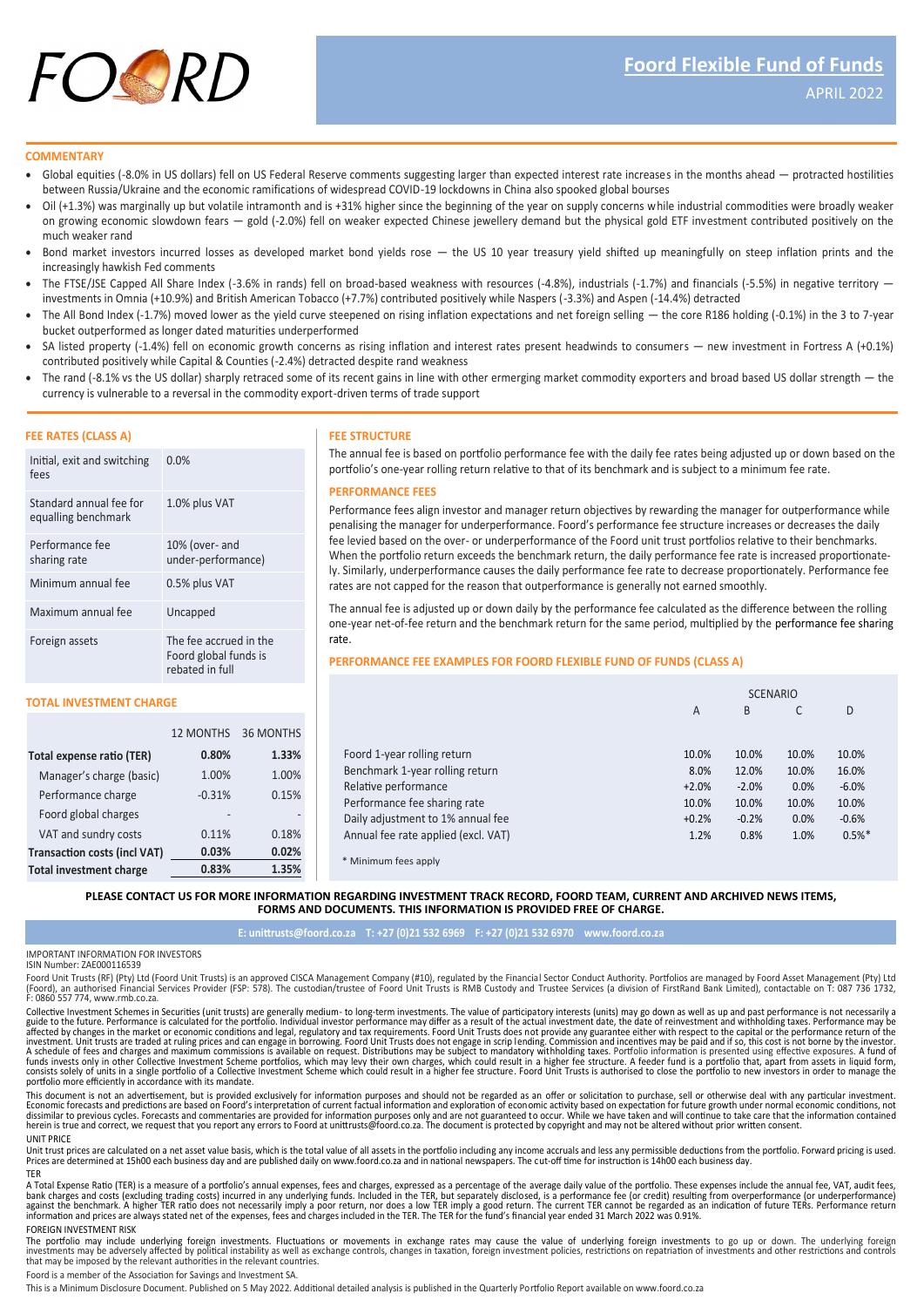# Foord Flexible Fund of Funds

APRIL 2022

## COMMENTARY

- Global equities (-8.0% in US dollars) fell on US Federal Reserve comments suggesting larger than expected interest rate increases in the months ahead — protracted hostilities between Russia/Ukraine and the economic ramifications of widespread COVID-19 lockdowns in China also spooked global bourses
- Oil (+1.3%) was marginally up but volatile intramonth and is +31% higher since the beginning of the year on supply concerns while industrial commodities were broadly weaker on growing economic slowdown fears — gold (-2.0%) fell on weaker expected Chinese jewellery demand but the physical gold ETF investment contributed positively on the much weaker rand
- Bond market investors incurred losses as developed market bond yields rose — the US 10 year treasury yield shifted up meaningfully on steep inflation prints and the increasingly hawkish Fed comments
- The FTSE/JSE Capped All Share Index (-3.6% in rands) fell on broad-based weakness with resources (-4.8%), industrials (-1.7%) and financials (-5.5%) in negative territory — investments in Omnia (+10.9%) and British American Tobacco (+7.7%) contributed positively while Naspers (-3.3%) and Aspen (-14.4%) detracted
- The All Bond Index (-1.7%) moved lower as the yield curve steepened on rising inflation expectations and net foreign selling — the core R186 holding (-0.1%) in the 3 to 7-year bucket outperformed as longer dated maturities underperformed
- SA listed property (-1.4%) fell on economic growth concerns as rising inflation and interest rates present headwinds to consumers — new investment in Fortress A (+0.1%) contributed positively while Capital & Counties (-2.4%) detracted despite rand weakness
- The rand (-8.1% vs the US dollar) sharply retraced some of its recent gains in line with other emerging market commodity exporters and broad based US dollar strength — the currency is vulnerable to a reversal in the commodity export-driven terms of trade support

## FEE RATES (CLASS A)

| | |
|---|---|
| Initial, exit and switching fees | 0.0% |
| Standard annual fee for equalling benchmark | 1.0% plus VAT |
| Performance fee sharing rate | 10% (over- and under-performance) |
| Minimum annual fee | 0.5% plus VAT |
| Maximum annual fee | Uncapped |
| Foreign assets | The fee accrued in the Foord global funds is rebated in full |

## TOTAL INVESTMENT CHARGE

| | 12 MONTHS | 36 MONTHS |
|---|---|---|
| **Total expense ratio (TER)** | **0.80%** | **1.33%** |
| Manager's charge (basic) | 1.00% | 1.00% |
| Performance charge | -0.31% | 0.15% |
| Foord global charges | - | - |
| VAT and sundry costs | 0.11% | 0.18% |
| **Transaction costs (incl VAT)** | **0.03%** | **0.02%** |
| **Total investment charge** | **0.83%** | **1.35%** |

## FEE STRUCTURE

The annual fee is based on portfolio performance fee with the daily fee rates being adjusted up or down based on the portfolio's one-year rolling return relative to that of its benchmark and is subject to a minimum fee rate.

### PERFORMANCE FEES

Performance fees align investor and manager return objectives by rewarding the manager for outperformance while penalising the manager for underperformance. Foord's performance fee structure increases or decreases the daily fee levied based on the over- or underperformance of the Foord unit trust portfolios relative to their benchmarks. When the portfolio return exceeds the benchmark return, the daily performance fee rate is increased proportionately. Similarly, underperformance causes the daily performance fee rate to decrease proportionately. Performance fee rates are not capped for the reason that outperformance is generally not earned smoothly.

The annual fee is adjusted up or down daily by the performance fee calculated as the difference between the rolling one-year net-of-fee return and the benchmark return for the same period, multiplied by the performance fee sharing rate.

### PERFORMANCE FEE EXAMPLES FOR FOORD FLEXIBLE FUND OF FUNDS (CLASS A)

| | SCENARIO | | | |
|---|---|---|---|---|
| | A | B | C | D |
| Foord 1-year rolling return | 10.0% | 10.0% | 10.0% | 10.0% |
| Benchmark 1-year rolling return | 8.0% | 12.0% | 10.0% | 16.0% |
| Relative performance | +2.0% | -2.0% | 0.0% | -6.0% |
| Performance fee sharing rate | 10.0% | 10.0% | 10.0% | 10.0% |
| Daily adjustment to 1% annual fee | +0.2% | -0.2% | 0.0% | -0.6% |
| Annual fee rate applied (excl. VAT) | 1.2% | 0.8% | 1.0% | 0.5%* |

\* Minimum fees apply

**PLEASE CONTACT US FOR MORE INFORMATION REGARDING INVESTMENT TRACK RECORD, FOORD TEAM, CURRENT AND ARCHIVED NEWS ITEMS, FORMS AND DOCUMENTS. THIS INFORMATION IS PROVIDED FREE OF CHARGE.**

**E: unittrusts@foord.co.za T: +27 (0)21 532 6969 F: +27 (0)21 532 6970 www.foord.co.za**

IMPORTANT INFORMATION FOR INVESTORS

ISIN Number: ZAE000116539

Foord Unit Trusts (RF) (Pty) Ltd (Foord Unit Trusts) is an approved CISCA Management Company (#10), regulated by the Financial Sector Conduct Authority. Portfolios are managed by Foord Asset Management (Pty) Ltd (Foord), an authorised Financial Services Provider (FSP: 578). The custodian/trustee of Foord Unit Trusts is RMB Custody and Trustee Services (a division of FirstRand Bank Limited), contactable on T: 087 736 1732, F: 0860 557 774, www.rmb.co.za.

Collective Investment Schemes in Securities (unit trusts) are generally medium- to long-term investments. The value of participatory interests (units) may go down as well as up and past performance is not necessarily a guide to the future. Performance is calculated for the portfolio. Individual investor performance may differ as a result of the actual investment date, the date of reinvestment and withholding taxes. Performance may be affected by changes in the market or economic conditions and legal, regulatory and tax requirements. Foord Unit Trusts does not provide any guarantee either with respect to the capital or the performance return of the investment. Unit trusts are traded at ruling prices and can engage in borrowing. Foord Unit Trusts does not engage in scrip lending. Commission and incentives may be paid and if so, this cost is not borne by the investor. A schedule of fees and charges and maximum commissions is available on request. Distributions may be subject to mandatory withholding taxes. Portfolio information is presented using effective exposures. A fund of funds invests only in other Collective Investment Scheme portfolios, which may levy their own charges, which could result in a higher fee structure. A feeder fund is a portfolio that, apart from assets in liquid form, consists solely of units in a single portfolio of a Collective Investment Scheme which could result in a higher fee structure. Foord Unit Trusts is authorised to close the portfolio to new investors in order to manage the portfolio more efficiently in accordance with its mandate.

This document is not an advertisement, but is provided exclusively for information purposes and should not be regarded as an offer or solicitation to purchase, sell or otherwise deal with any particular investment. Economic forecasts and predictions are based on Foord's interpretation of current factual information and exploration of economic activity based on expectation for future growth under normal economic conditions, not dissimilar to previous cycles. Forecasts and commentaries are provided for information purposes only and are not guaranteed to occur. While we have taken and will continue to take care that the information contained herein is true and correct, we request that you report any errors to Foord at unittrusts@foord.co.za. The document is protected by copyright and may not be altered without prior written consent.

UNIT PRICE

Unit trust prices are calculated on a net asset value basis, which is the total value of all assets in the portfolio including any income accruals and less any permissible deductions from the portfolio. Forward pricing is used. Prices are determined at 15h00 each business day and are published daily on www.foord.co.za and in national newspapers. The cut-off time for instruction is 14h00 each business day.

TER

A Total Expense Ratio (TER) is a measure of a portfolio's annual expenses, fees and charges, expressed as a percentage of the average daily value of the portfolio. These expenses include the annual fee, VAT, audit fees, bank charges and costs (excluding trading costs) incurred in any underlying funds. Included in the TER, but separately disclosed, is a performance fee (or credit) resulting from overperformance (or underperformance) against the benchmark. A higher TER ratio does not necessarily imply a poor return, nor does a low TER imply a good return. The current TER cannot be regarded as an indication of future TERs. Performance return information and prices are always stated net of the expenses, fees and charges included in the TER. The TER for the fund's financial year ended 31 March 2022 was 0.91%.

FOREIGN INVESTMENT RISK

The portfolio may include underlying foreign investments. Fluctuations or movements in exchange rates may cause the value of underlying foreign investments to go up or down. The underlying foreign investments may be adversely affected by political instability as well as exchange controls, changes in taxation, foreign investment policies, restrictions on repatriation of investments and other restrictions and controls that may be imposed by the relevant authorities in the relevant countries.

Foord is a member of the Association for Savings and Investment SA.

This is a Minimum Disclosure Document. Published on 5 May 2022. Additional detailed analysis is published in the Quarterly Portfolio Report available on www.foord.co.za